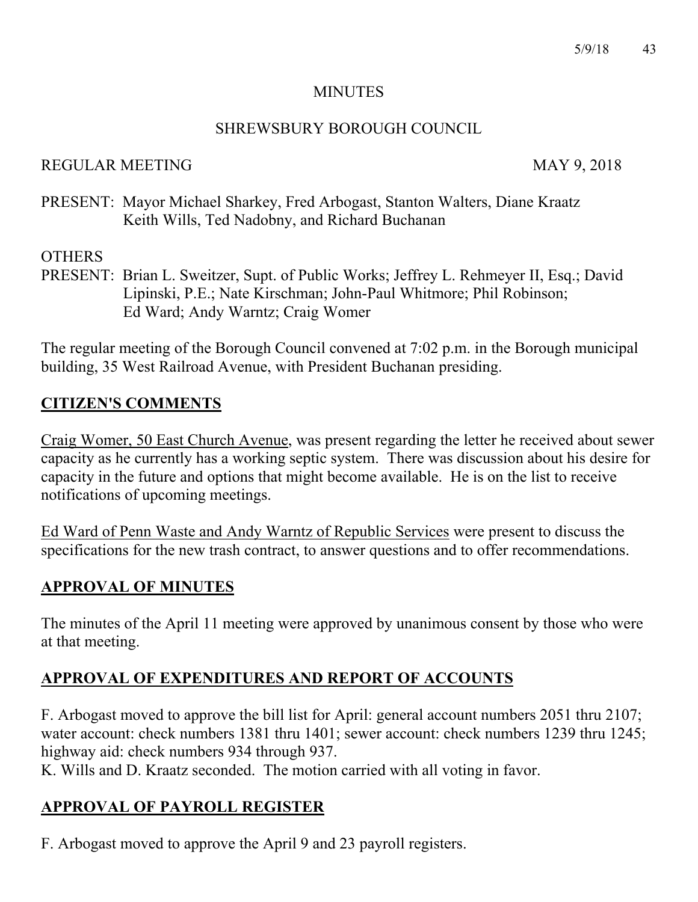# MINUTES

## SHREWSBURY BOROUGH COUNCIL

REGULAR MEETING MAY 9, 2018

PRESENT: Mayor Michael Sharkey, Fred Arbogast, Stanton Walters, Diane Kraatz Keith Wills, Ted Nadobny, and Richard Buchanan

OTHERS PRESENT: Brian L. Sweitzer, Supt. of Public Works; Jeffrey L. Rehmeyer II, Esq.; David Lipinski, P.E.; Nate Kirschman; John-Paul Whitmore; Phil Robinson; Ed Ward; Andy Warntz; Craig Womer

The regular meeting of the Borough Council convened at 7:02 p.m. in the Borough municipal building, 35 West Railroad Avenue, with President Buchanan presiding.

## CITIZEN'S COMMENTS

Craig Womer, 50 East Church Avenue, was present regarding the letter he received about sewer capacity as he currently has a working septic system. There was discussion about his desire for capacity in the future and options that might become available. He is on the list to receive notifications of upcoming meetings.

Ed Ward of Penn Waste and Andy Warntz of Republic Services were present to discuss the specifications for the new trash contract, to answer questions and to offer recommendations.

## APPROVAL OF MINUTES

The minutes of the April 11 meeting were approved by unanimous consent by those who were at that meeting.

## APPROVAL OF EXPENDITURES AND REPORT OF ACCOUNTS

F. Arbogast moved to approve the bill list for April: general account numbers 2051 thru 2107; water account: check numbers 1381 thru 1401; sewer account: check numbers 1239 thru 1245; highway aid: check numbers 934 through 937.
K. Wills and D. Kraatz seconded. The motion carried with all voting in favor.

## APPROVAL OF PAYROLL REGISTER

F. Arbogast moved to approve the April 9 and 23 payroll registers.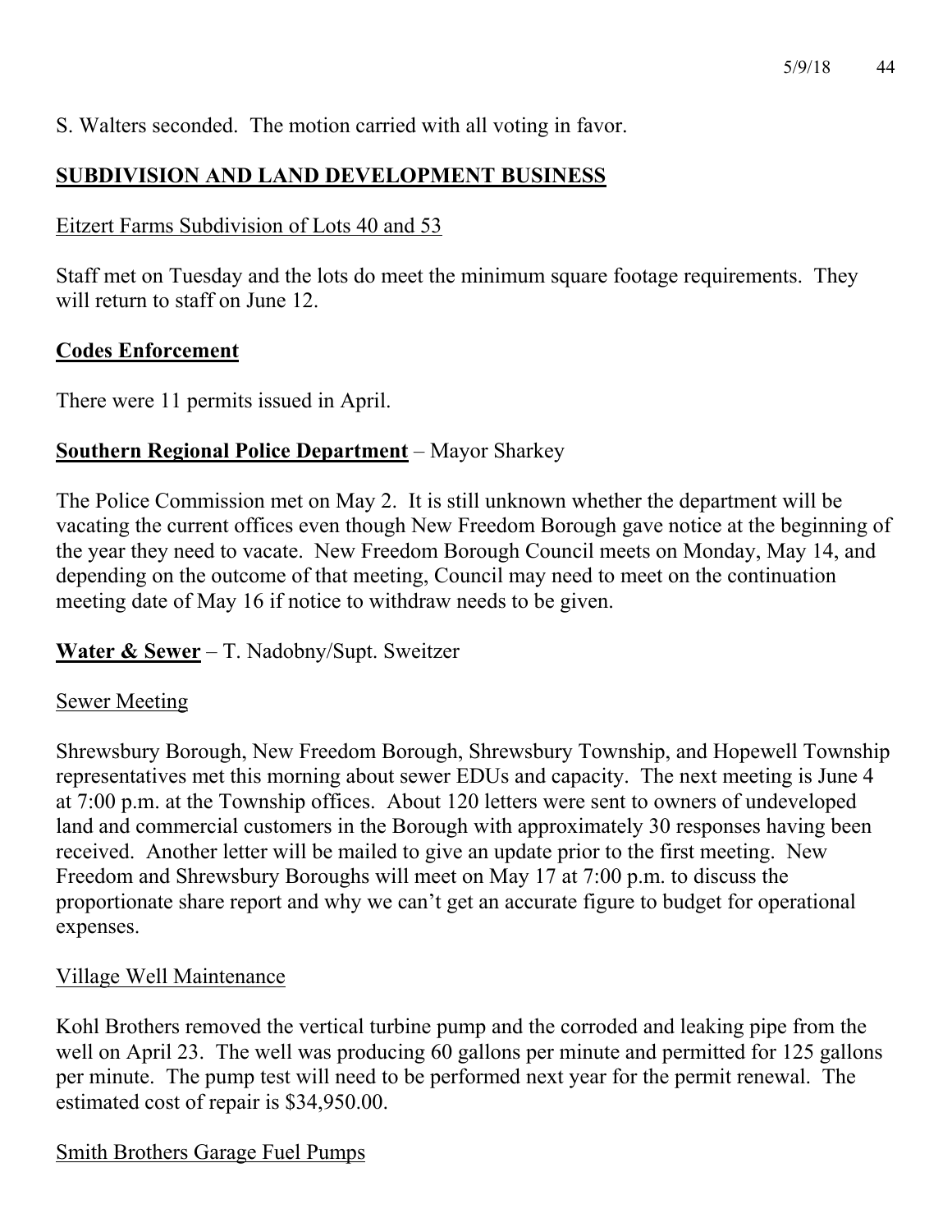S. Walters seconded. The motion carried with all voting in favor.

## **SUBDIVISION AND LAND DEVELOPMENT BUSINESS**

Eitzert Farms Subdivision of Lots 40 and 53

Staff met on Tuesday and the lots do meet the minimum square footage requirements. They will return to staff on June 12.

## **Codes Enforcement**

There were 11 permits issued in April.

## **Southern Regional Police Department** – Mayor Sharkey

The Police Commission met on May 2. It is still unknown whether the department will be vacating the current offices even though New Freedom Borough gave notice at the beginning of the year they need to vacate. New Freedom Borough Council meets on Monday, May 14, and depending on the outcome of that meeting, Council may need to meet on the continuation meeting date of May 16 if notice to withdraw needs to be given.

## **Water & Sewer** – T. Nadobny/Supt. Sweitzer

Sewer Meeting

Shrewsbury Borough, New Freedom Borough, Shrewsbury Township, and Hopewell Township representatives met this morning about sewer EDUs and capacity. The next meeting is June 4 at 7:00 p.m. at the Township offices. About 120 letters were sent to owners of undeveloped land and commercial customers in the Borough with approximately 30 responses having been received. Another letter will be mailed to give an update prior to the first meeting. New Freedom and Shrewsbury Boroughs will meet on May 17 at 7:00 p.m. to discuss the proportionate share report and why we can't get an accurate figure to budget for operational expenses.

Village Well Maintenance

Kohl Brothers removed the vertical turbine pump and the corroded and leaking pipe from the well on April 23. The well was producing 60 gallons per minute and permitted for 125 gallons per minute. The pump test will need to be performed next year for the permit renewal. The estimated cost of repair is $34,950.00.

Smith Brothers Garage Fuel Pumps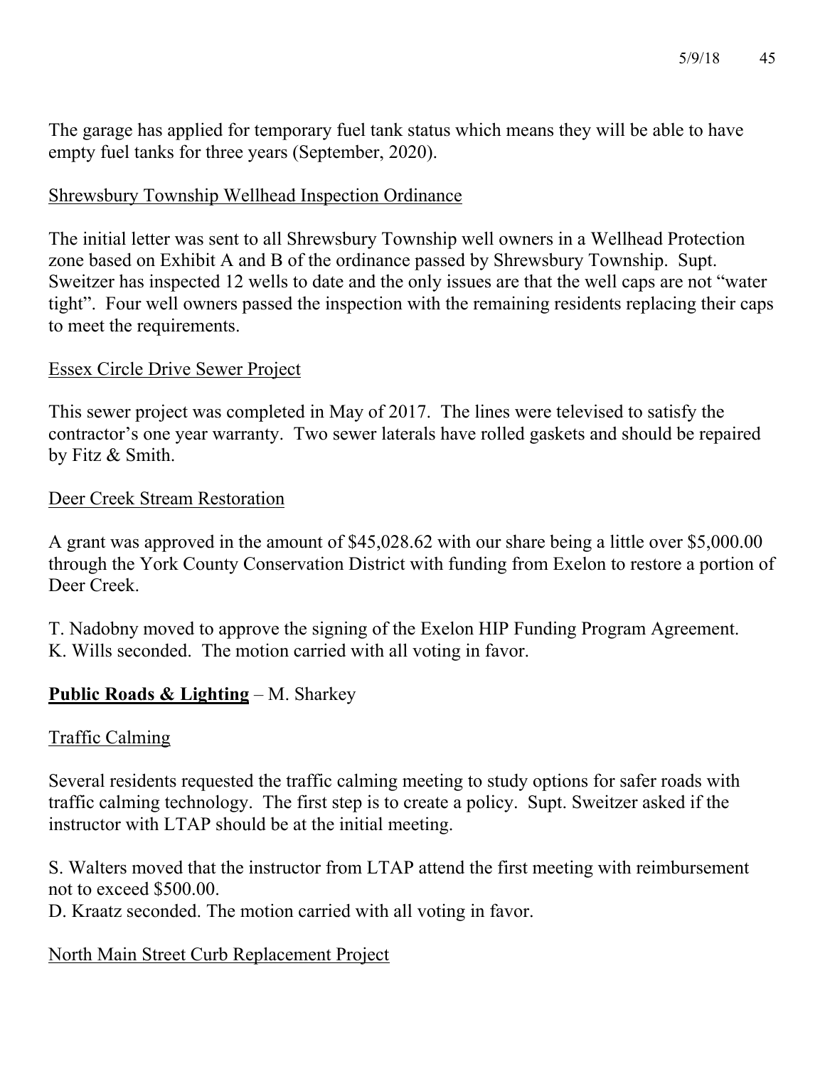The garage has applied for temporary fuel tank status which means they will be able to have empty fuel tanks for three years (September, 2020).

Shrewsbury Township Wellhead Inspection Ordinance

The initial letter was sent to all Shrewsbury Township well owners in a Wellhead Protection zone based on Exhibit A and B of the ordinance passed by Shrewsbury Township. Supt. Sweitzer has inspected 12 wells to date and the only issues are that the well caps are not "water tight". Four well owners passed the inspection with the remaining residents replacing their caps to meet the requirements.

Essex Circle Drive Sewer Project

This sewer project was completed in May of 2017. The lines were televised to satisfy the contractor's one year warranty. Two sewer laterals have rolled gaskets and should be repaired by Fitz & Smith.

Deer Creek Stream Restoration

A grant was approved in the amount of $45,028.62 with our share being a little over $5,000.00 through the York County Conservation District with funding from Exelon to restore a portion of Deer Creek.

T. Nadobny moved to approve the signing of the Exelon HIP Funding Program Agreement.
K. Wills seconded. The motion carried with all voting in favor.

**Public Roads & Lighting** – M. Sharkey

Traffic Calming

Several residents requested the traffic calming meeting to study options for safer roads with traffic calming technology. The first step is to create a policy. Supt. Sweitzer asked if the instructor with LTAP should be at the initial meeting.

S. Walters moved that the instructor from LTAP attend the first meeting with reimbursement not to exceed $500.00.
D. Kraatz seconded. The motion carried with all voting in favor.

North Main Street Curb Replacement Project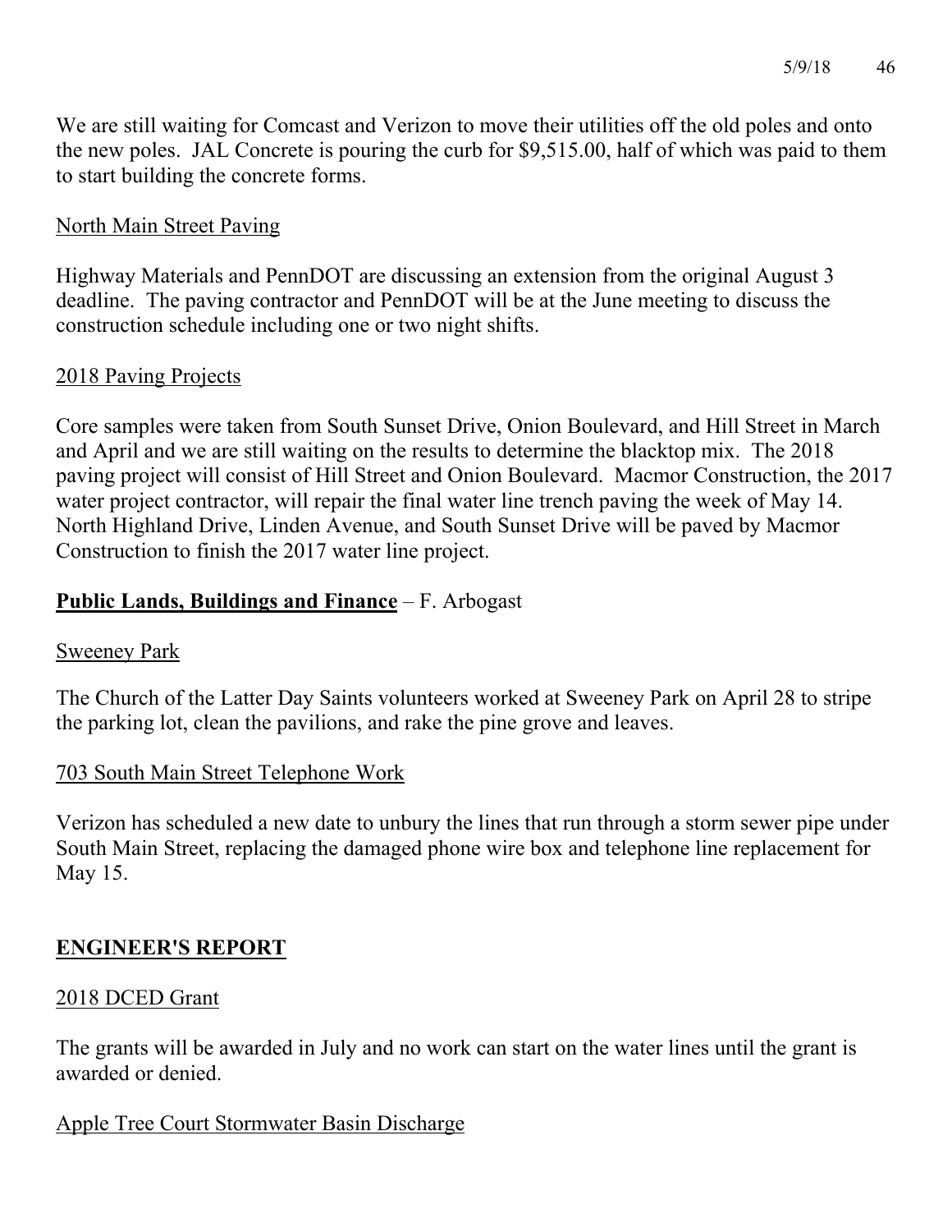We are still waiting for Comcast and Verizon to move their utilities off the old poles and onto the new poles. JAL Concrete is pouring the curb for $9,515.00, half of which was paid to them to start building the concrete forms.

<u>North Main Street Paving</u>

Highway Materials and PennDOT are discussing an extension from the original August 3 deadline. The paving contractor and PennDOT will be at the June meeting to discuss the construction schedule including one or two night shifts.

<u>2018 Paving Projects</u>

Core samples were taken from South Sunset Drive, Onion Boulevard, and Hill Street in March and April and we are still waiting on the results to determine the blacktop mix. The 2018 paving project will consist of Hill Street and Onion Boulevard. Macmor Construction, the 2017 water project contractor, will repair the final water line trench paving the week of May 14. North Highland Drive, Linden Avenue, and South Sunset Drive will be paved by Macmor Construction to finish the 2017 water line project.

**<u>Public Lands, Buildings and Finance</u>** – F. Arbogast

<u>Sweeney Park</u>

The Church of the Latter Day Saints volunteers worked at Sweeney Park on April 28 to stripe the parking lot, clean the pavilions, and rake the pine grove and leaves.

<u>703 South Main Street Telephone Work</u>

Verizon has scheduled a new date to unbury the lines that run through a storm sewer pipe under South Main Street, replacing the damaged phone wire box and telephone line replacement for May 15.

## **<u>ENGINEER'S REPORT</u>**

<u>2018 DCED Grant</u>

The grants will be awarded in July and no work can start on the water lines until the grant is awarded or denied.

<u>Apple Tree Court Stormwater Basin Discharge</u>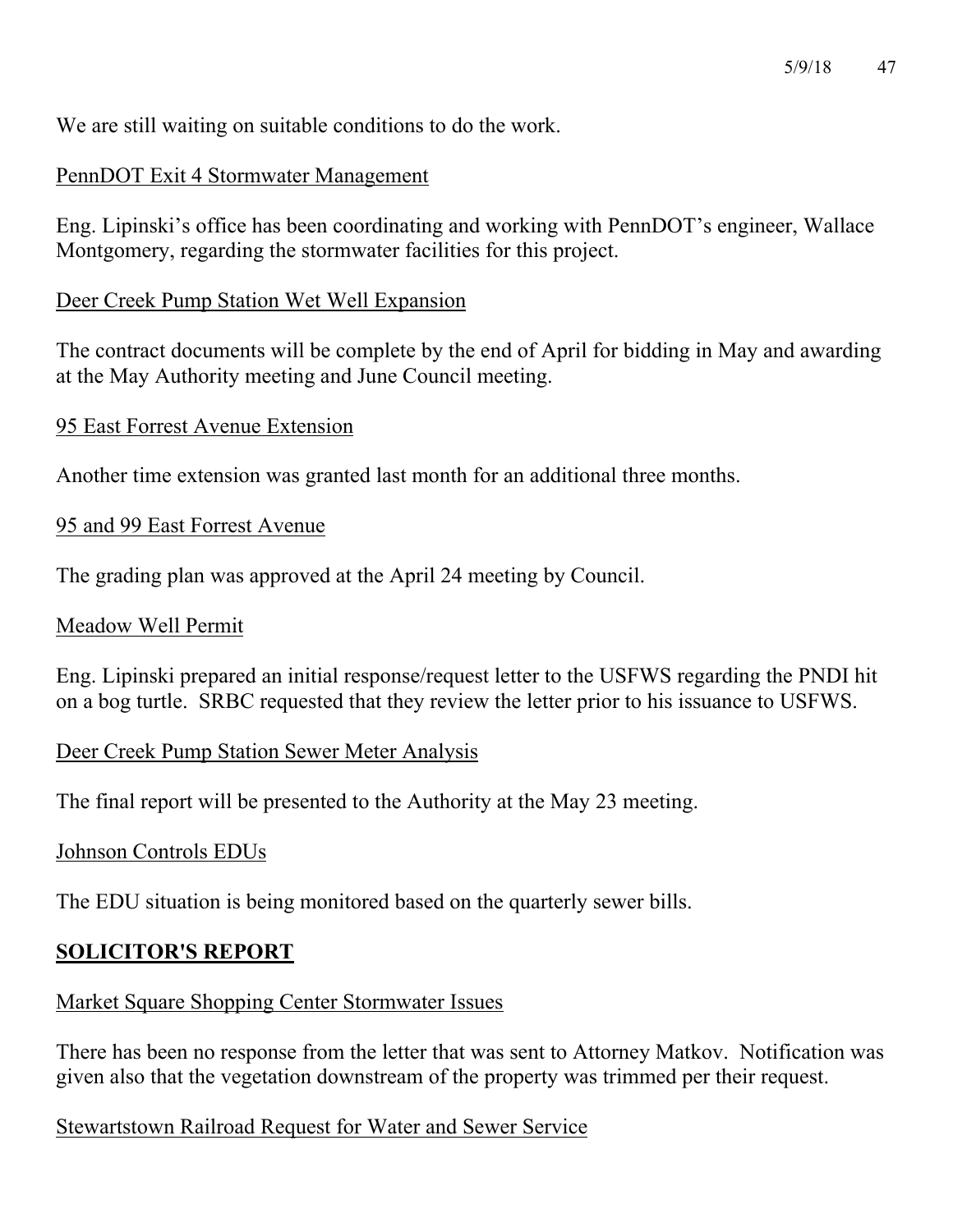We are still waiting on suitable conditions to do the work.

PennDOT Exit 4 Stormwater Management

Eng. Lipinski's office has been coordinating and working with PennDOT's engineer, Wallace Montgomery, regarding the stormwater facilities for this project.

Deer Creek Pump Station Wet Well Expansion

The contract documents will be complete by the end of April for bidding in May and awarding at the May Authority meeting and June Council meeting.

95 East Forrest Avenue Extension

Another time extension was granted last month for an additional three months.

95 and 99 East Forrest Avenue

The grading plan was approved at the April 24 meeting by Council.

Meadow Well Permit

Eng. Lipinski prepared an initial response/request letter to the USFWS regarding the PNDI hit on a bog turtle. SRBC requested that they review the letter prior to his issuance to USFWS.

Deer Creek Pump Station Sewer Meter Analysis

The final report will be presented to the Authority at the May 23 meeting.

Johnson Controls EDUs

The EDU situation is being monitored based on the quarterly sewer bills.

## SOLICITOR'S REPORT

Market Square Shopping Center Stormwater Issues

There has been no response from the letter that was sent to Attorney Matkov. Notification was given also that the vegetation downstream of the property was trimmed per their request.

Stewartstown Railroad Request for Water and Sewer Service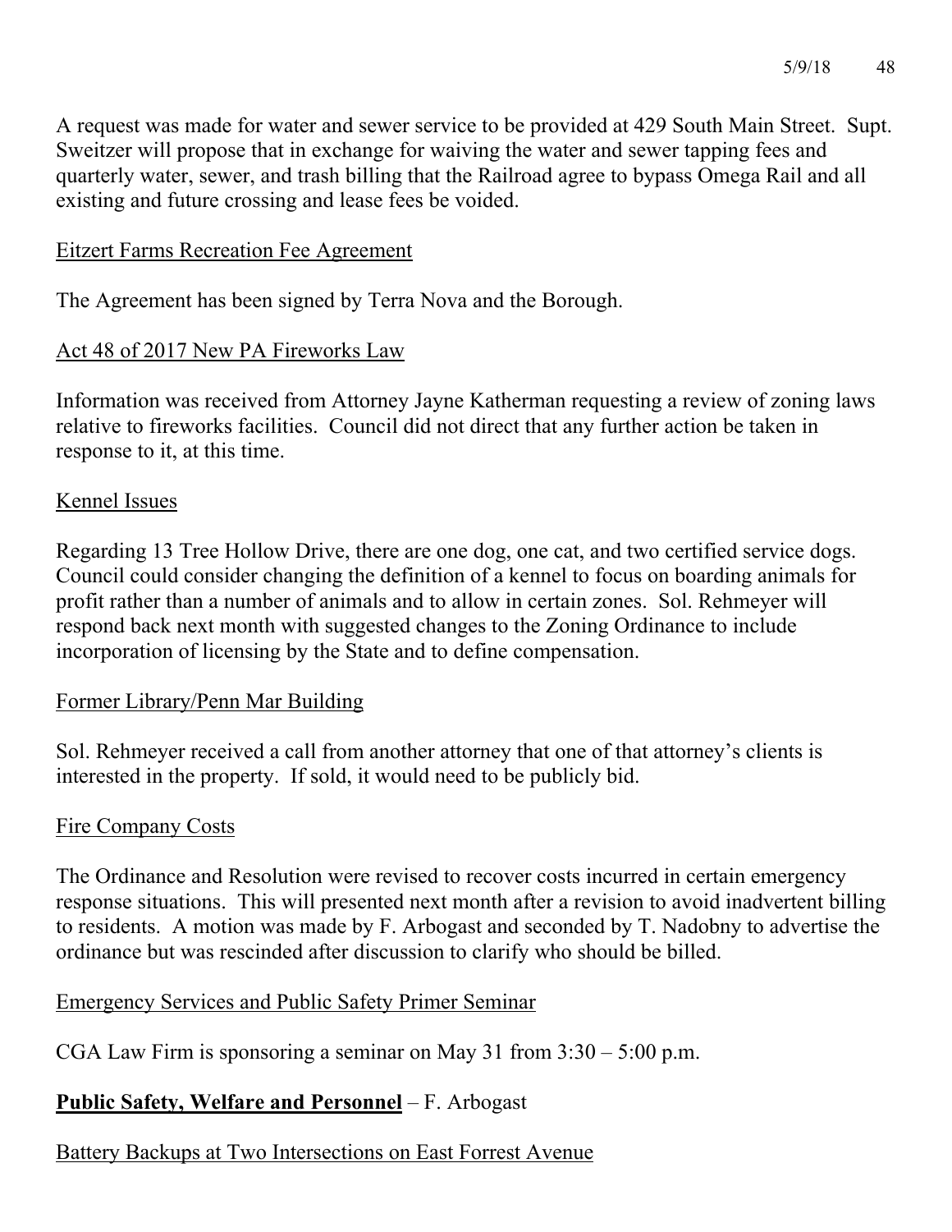A request was made for water and sewer service to be provided at 429 South Main Street. Supt. Sweitzer will propose that in exchange for waiving the water and sewer tapping fees and quarterly water, sewer, and trash billing that the Railroad agree to bypass Omega Rail and all existing and future crossing and lease fees be voided.

Eitzert Farms Recreation Fee Agreement

The Agreement has been signed by Terra Nova and the Borough.

Act 48 of 2017 New PA Fireworks Law

Information was received from Attorney Jayne Katherman requesting a review of zoning laws relative to fireworks facilities. Council did not direct that any further action be taken in response to it, at this time.

Kennel Issues

Regarding 13 Tree Hollow Drive, there are one dog, one cat, and two certified service dogs. Council could consider changing the definition of a kennel to focus on boarding animals for profit rather than a number of animals and to allow in certain zones. Sol. Rehmeyer will respond back next month with suggested changes to the Zoning Ordinance to include incorporation of licensing by the State and to define compensation.

Former Library/Penn Mar Building

Sol. Rehmeyer received a call from another attorney that one of that attorney's clients is interested in the property. If sold, it would need to be publicly bid.

Fire Company Costs

The Ordinance and Resolution were revised to recover costs incurred in certain emergency response situations. This will presented next month after a revision to avoid inadvertent billing to residents. A motion was made by F. Arbogast and seconded by T. Nadobny to advertise the ordinance but was rescinded after discussion to clarify who should be billed.

Emergency Services and Public Safety Primer Seminar

CGA Law Firm is sponsoring a seminar on May 31 from 3:30 – 5:00 p.m.

**Public Safety, Welfare and Personnel** – F. Arbogast

Battery Backups at Two Intersections on East Forrest Avenue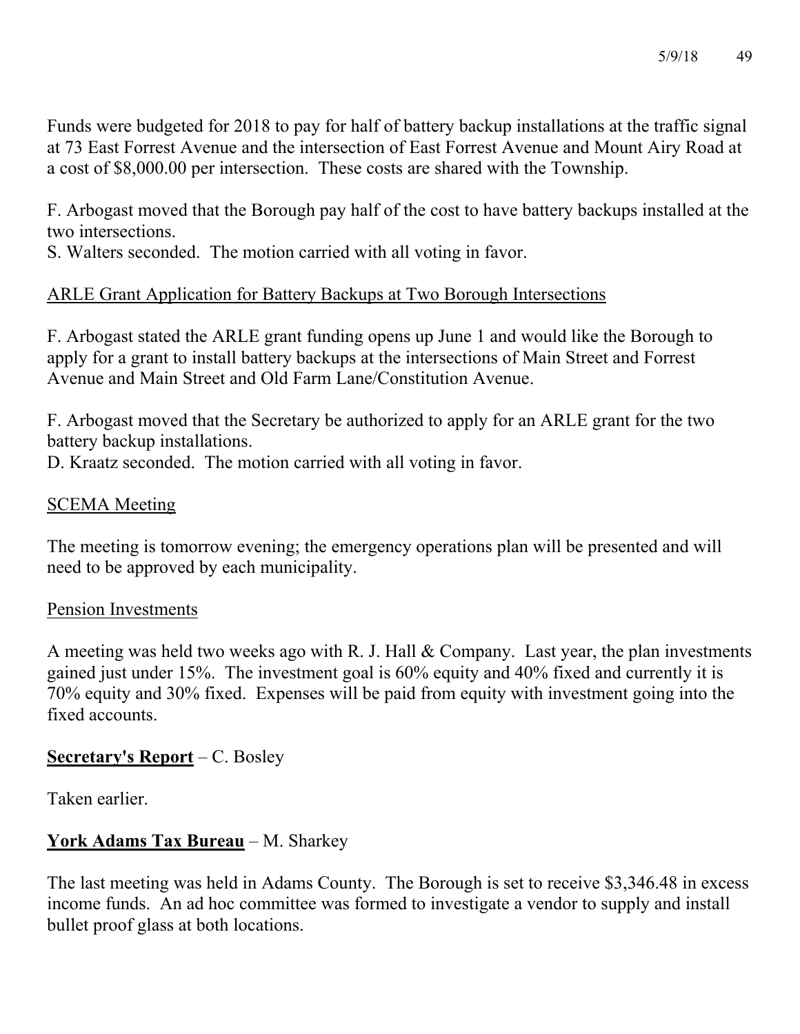Funds were budgeted for 2018 to pay for half of battery backup installations at the traffic signal at 73 East Forrest Avenue and the intersection of East Forrest Avenue and Mount Airy Road at a cost of $8,000.00 per intersection. These costs are shared with the Township.

F. Arbogast moved that the Borough pay half of the cost to have battery backups installed at the two intersections.
S. Walters seconded. The motion carried with all voting in favor.

<u>ARLE Grant Application for Battery Backups at Two Borough Intersections</u>

F. Arbogast stated the ARLE grant funding opens up June 1 and would like the Borough to apply for a grant to install battery backups at the intersections of Main Street and Forrest Avenue and Main Street and Old Farm Lane/Constitution Avenue.

F. Arbogast moved that the Secretary be authorized to apply for an ARLE grant for the two battery backup installations.
D. Kraatz seconded. The motion carried with all voting in favor.

<u>SCEMA Meeting</u>

The meeting is tomorrow evening; the emergency operations plan will be presented and will need to be approved by each municipality.

<u>Pension Investments</u>

A meeting was held two weeks ago with R. J. Hall & Company. Last year, the plan investments gained just under 15%. The investment goal is 60% equity and 40% fixed and currently it is 70% equity and 30% fixed. Expenses will be paid from equity with investment going into the fixed accounts.

**<u>Secretary's Report</u>** – C. Bosley

Taken earlier.

**<u>York Adams Tax Bureau</u>** – M. Sharkey

The last meeting was held in Adams County. The Borough is set to receive $3,346.48 in excess income funds. An ad hoc committee was formed to investigate a vendor to supply and install bullet proof glass at both locations.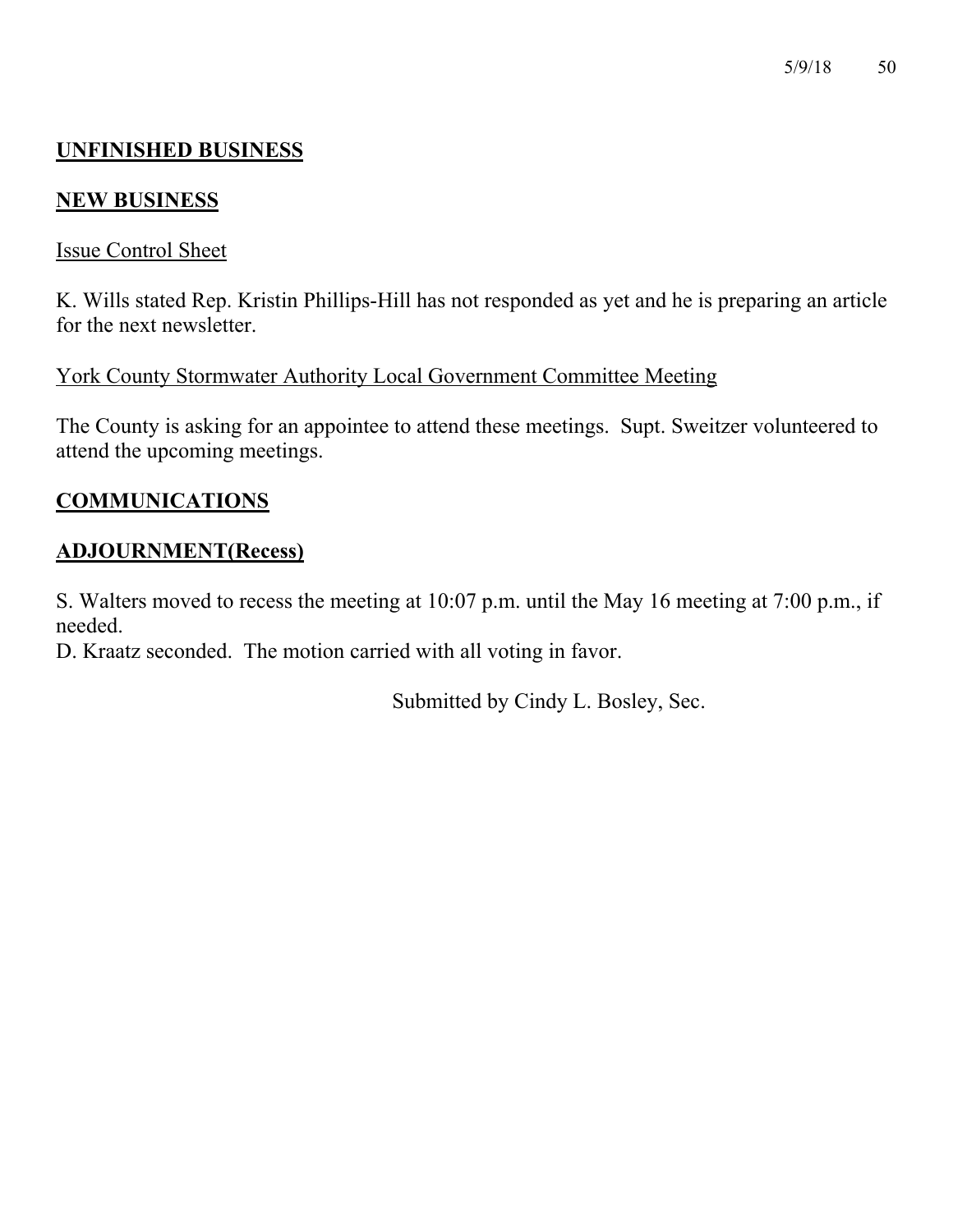## **UNFINISHED BUSINESS**

## **NEW BUSINESS**

Issue Control Sheet

K. Wills stated Rep. Kristin Phillips-Hill has not responded as yet and he is preparing an article for the next newsletter.

York County Stormwater Authority Local Government Committee Meeting

The County is asking for an appointee to attend these meetings. Supt. Sweitzer volunteered to attend the upcoming meetings.

## **COMMUNICATIONS**

## **ADJOURNMENT(Recess)**

S. Walters moved to recess the meeting at 10:07 p.m. until the May 16 meeting at 7:00 p.m., if needed.
D. Kraatz seconded. The motion carried with all voting in favor.

Submitted by Cindy L. Bosley, Sec.